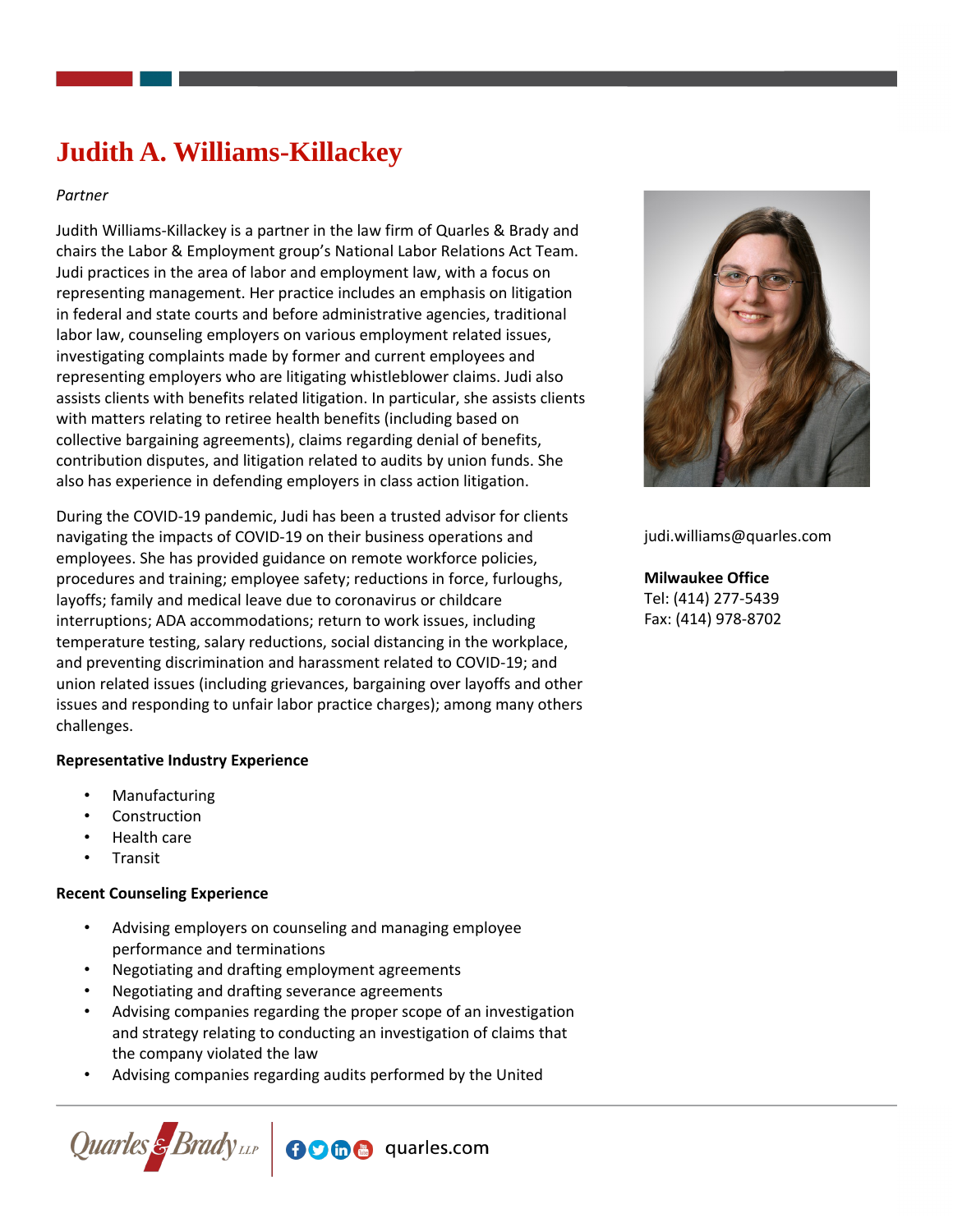# Judith A. Williams-Killackey

*Partner*

Judith Williams-Killackey is a partner in the law firm of Quarles & Brady and chairs the Labor & Employment group's National Labor Relations Act Team. Judi practices in the area of labor and employment law, with a focus on representing management. Her practice includes an emphasis on litigation in federal and state courts and before administrative agencies, traditional labor law, counseling employers on various employment related issues, investigating complaints made by former and current employees and representing employers who are litigating whistleblower claims. Judi also assists clients with benefits related litigation. In particular, she assists clients with matters relating to retiree health benefits (including based on collective bargaining agreements), claims regarding denial of benefits, contribution disputes, and litigation related to audits by union funds. She also has experience in defending employers in class action litigation.

During the COVID-19 pandemic, Judi has been a trusted advisor for clients navigating the impacts of COVID-19 on their business operations and employees. She has provided guidance on remote workforce policies, procedures and training; employee safety; reductions in force, furloughs, layoffs; family and medical leave due to coronavirus or childcare interruptions; ADA accommodations; return to work issues, including temperature testing, salary reductions, social distancing in the workplace, and preventing discrimination and harassment related to COVID-19; and union related issues (including grievances, bargaining over layoffs and other issues and responding to unfair labor practice charges); among many others challenges.

judi.williams@quarles.com

**Milwaukee Office**
Tel: (414) 277-5439
Fax: (414) 978-8702

**Representative Industry Experience**

- Manufacturing
- Construction
- Health care
- Transit

**Recent Counseling Experience**

- Advising employers on counseling and managing employee performance and terminations
- Negotiating and drafting employment agreements
- Negotiating and drafting severance agreements
- Advising companies regarding the proper scope of an investigation and strategy relating to conducting an investigation of claims that the company violated the law
- Advising companies regarding audits performed by the United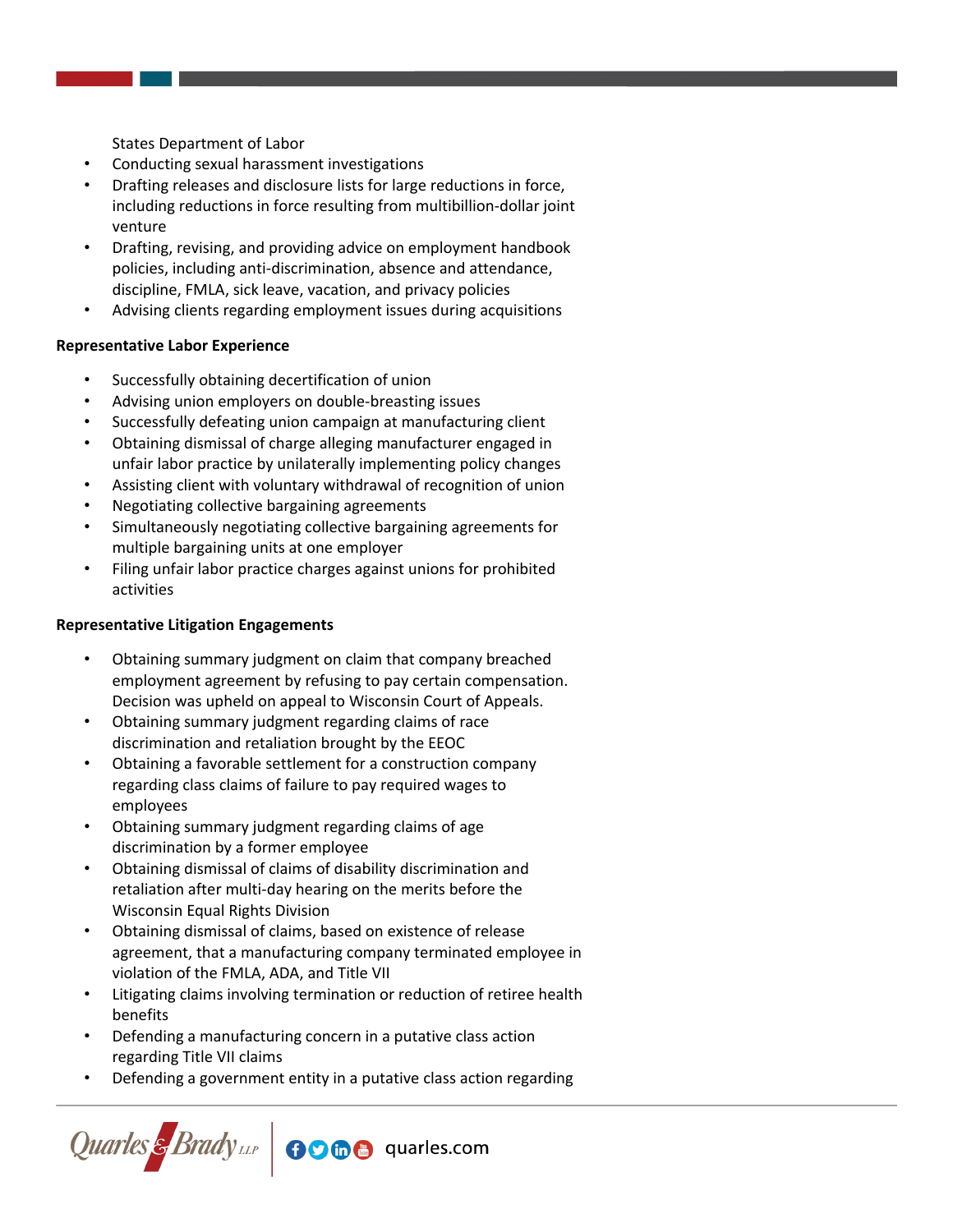States Department of Labor

- Conducting sexual harassment investigations
- Drafting releases and disclosure lists for large reductions in force, including reductions in force resulting from multibillion-dollar joint venture
- Drafting, revising, and providing advice on employment handbook policies, including anti-discrimination, absence and attendance, discipline, FMLA, sick leave, vacation, and privacy policies
- Advising clients regarding employment issues during acquisitions

**Representative Labor Experience**

- Successfully obtaining decertification of union
- Advising union employers on double-breasting issues
- Successfully defeating union campaign at manufacturing client
- Obtaining dismissal of charge alleging manufacturer engaged in unfair labor practice by unilaterally implementing policy changes
- Assisting client with voluntary withdrawal of recognition of union
- Negotiating collective bargaining agreements
- Simultaneously negotiating collective bargaining agreements for multiple bargaining units at one employer
- Filing unfair labor practice charges against unions for prohibited activities

**Representative Litigation Engagements**

- Obtaining summary judgment on claim that company breached employment agreement by refusing to pay certain compensation. Decision was upheld on appeal to Wisconsin Court of Appeals.
- Obtaining summary judgment regarding claims of race discrimination and retaliation brought by the EEOC
- Obtaining a favorable settlement for a construction company regarding class claims of failure to pay required wages to employees
- Obtaining summary judgment regarding claims of age discrimination by a former employee
- Obtaining dismissal of claims of disability discrimination and retaliation after multi-day hearing on the merits before the Wisconsin Equal Rights Division
- Obtaining dismissal of claims, based on existence of release agreement, that a manufacturing company terminated employee in violation of the FMLA, ADA, and Title VII
- Litigating claims involving termination or reduction of retiree health benefits
- Defending a manufacturing concern in a putative class action regarding Title VII claims
- Defending a government entity in a putative class action regarding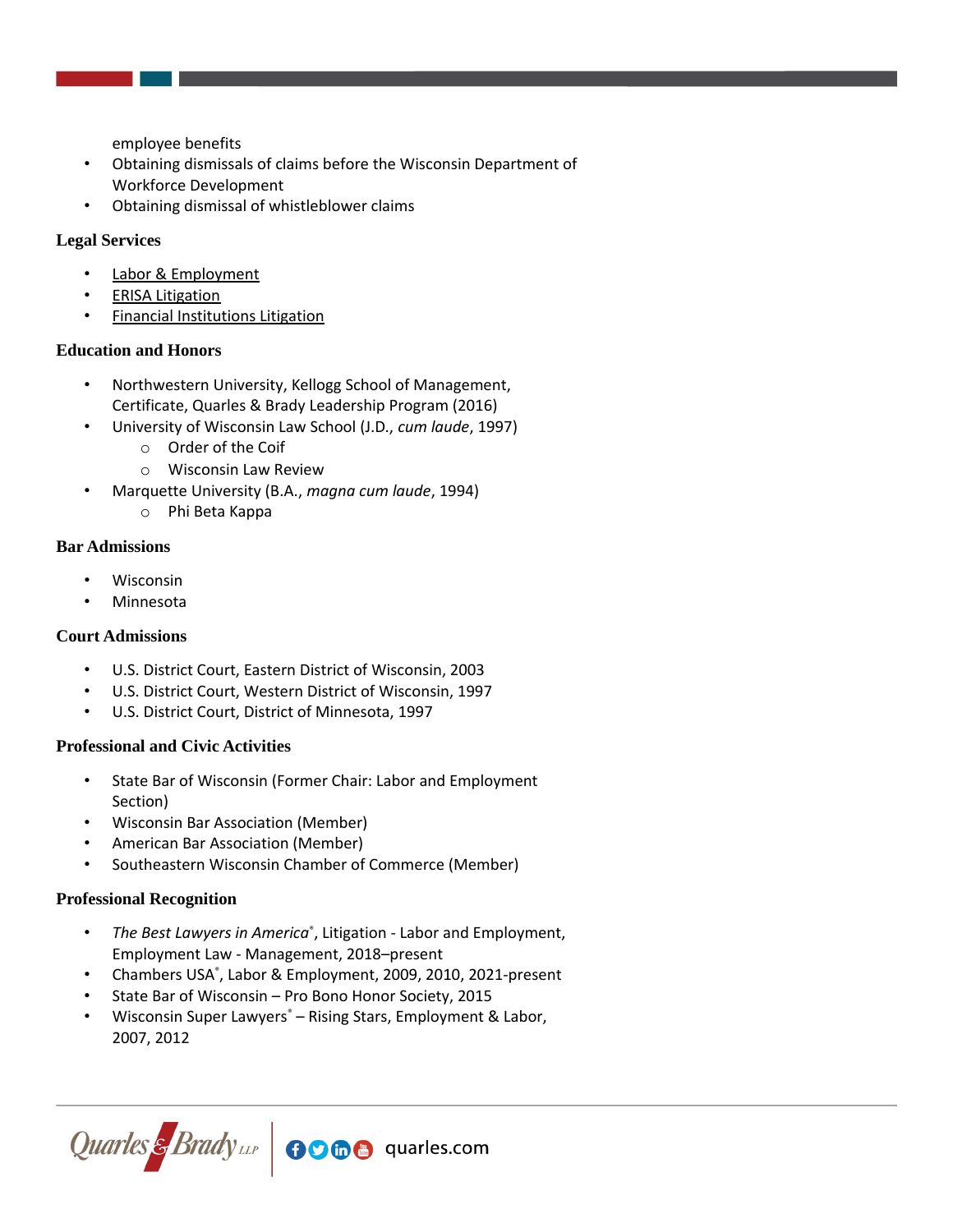employee benefits

- Obtaining dismissals of claims before the Wisconsin Department of Workforce Development
- Obtaining dismissal of whistleblower claims

## Legal Services

- Labor & Employment
- ERISA Litigation
- Financial Institutions Litigation

## Education and Honors

- Northwestern University, Kellogg School of Management, Certificate, Quarles & Brady Leadership Program (2016)
- University of Wisconsin Law School (J.D., *cum laude*, 1997)
    - Order of the Coif
    - Wisconsin Law Review
- Marquette University (B.A., *magna cum laude*, 1994)
    - Phi Beta Kappa

## Bar Admissions

- Wisconsin
- Minnesota

## Court Admissions

- U.S. District Court, Eastern District of Wisconsin, 2003
- U.S. District Court, Western District of Wisconsin, 1997
- U.S. District Court, District of Minnesota, 1997

## Professional and Civic Activities

- State Bar of Wisconsin (Former Chair: Labor and Employment Section)
- Wisconsin Bar Association (Member)
- American Bar Association (Member)
- Southeastern Wisconsin Chamber of Commerce (Member)

## Professional Recognition

- *The Best Lawyers in America*®, Litigation - Labor and Employment, Employment Law - Management, 2018–present
- Chambers USA®, Labor & Employment, 2009, 2010, 2021-present
- State Bar of Wisconsin – Pro Bono Honor Society, 2015
- Wisconsin Super Lawyers® – Rising Stars, Employment & Labor, 2007, 2012